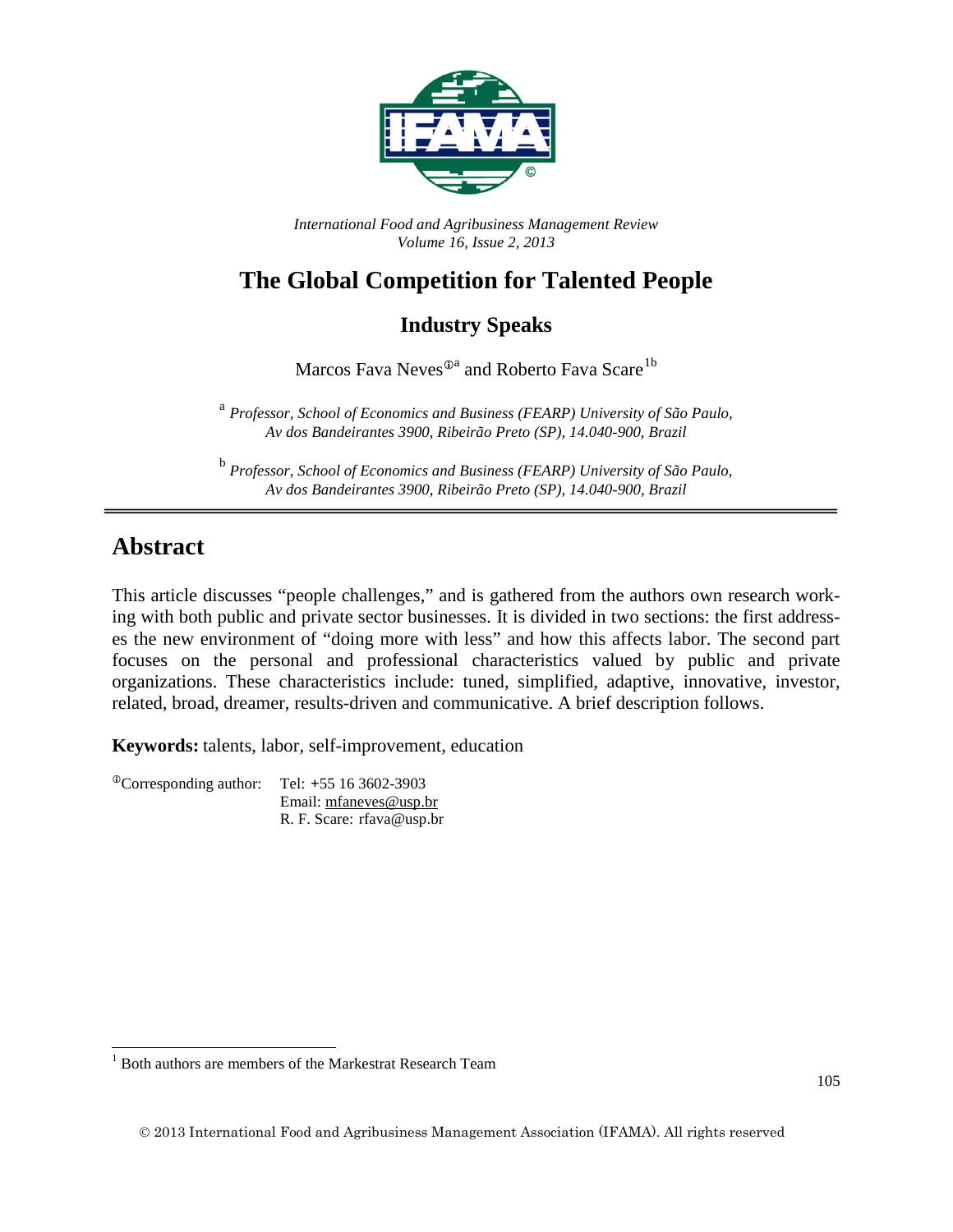*International Food and Agribusiness Management Review*
*Volume 16, Issue 2, 2013*

# The Global Competition for Talented People

## Industry Speaks

Marcos Fava Neves[ⓐ][a] and Roberto Fava Scare[1b]

[a] *Professor, School of Economics and Business (FEARP) University of São Paulo, Av dos Bandeirantes 3900, Ribeirão Preto (SP), 14.040-900, Brazil*

[b] *Professor, School of Economics and Business (FEARP) University of São Paulo, Av dos Bandeirantes 3900, Ribeirão Preto (SP), 14.040-900, Brazil*

---

## Abstract

This article discusses "people challenges," and is gathered from the authors own research working with both public and private sector businesses. It is divided in two sections: the first addresses the new environment of "doing more with less" and how this affects labor. The second part focuses on the personal and professional characteristics valued by public and private organizations. These characteristics include: tuned, simplified, adaptive, innovative, investor, related, broad, dreamer, results-driven and communicative. A brief description follows.

**Keywords:** talents, labor, self-improvement, education

[ⓐ]Corresponding author: Tel: +55 16 3602-3903
Email: mfaneves@usp.br
R. F. Scare: rfava@usp.br

---

[1] Both authors are members of the Markestrat Research Team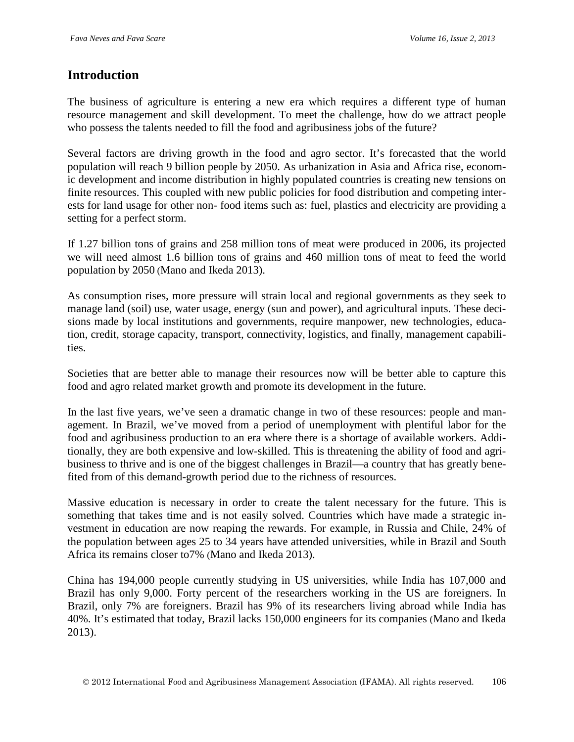## Introduction

The business of agriculture is entering a new era which requires a different type of human resource management and skill development. To meet the challenge, how do we attract people who possess the talents needed to fill the food and agribusiness jobs of the future?

Several factors are driving growth in the food and agro sector. It's forecasted that the world population will reach 9 billion people by 2050. As urbanization in Asia and Africa rise, economic development and income distribution in highly populated countries is creating new tensions on finite resources. This coupled with new public policies for food distribution and competing interests for land usage for other non- food items such as: fuel, plastics and electricity are providing a setting for a perfect storm.

If 1.27 billion tons of grains and 258 million tons of meat were produced in 2006, its projected we will need almost 1.6 billion tons of grains and 460 million tons of meat to feed the world population by 2050 (Mano and Ikeda 2013).

As consumption rises, more pressure will strain local and regional governments as they seek to manage land (soil) use, water usage, energy (sun and power), and agricultural inputs. These decisions made by local institutions and governments, require manpower, new technologies, education, credit, storage capacity, transport, connectivity, logistics, and finally, management capabilities.

Societies that are better able to manage their resources now will be better able to capture this food and agro related market growth and promote its development in the future.

In the last five years, we've seen a dramatic change in two of these resources: people and management. In Brazil, we've moved from a period of unemployment with plentiful labor for the food and agribusiness production to an era where there is a shortage of available workers. Additionally, they are both expensive and low-skilled. This is threatening the ability of food and agribusiness to thrive and is one of the biggest challenges in Brazil—a country that has greatly benefited from of this demand-growth period due to the richness of resources.

Massive education is necessary in order to create the talent necessary for the future. This is something that takes time and is not easily solved. Countries which have made a strategic investment in education are now reaping the rewards. For example, in Russia and Chile, 24% of the population between ages 25 to 34 years have attended universities, while in Brazil and South Africa its remains closer to7% (Mano and Ikeda 2013).

China has 194,000 people currently studying in US universities, while India has 107,000 and Brazil has only 9,000. Forty percent of the researchers working in the US are foreigners. In Brazil, only 7% are foreigners. Brazil has 9% of its researchers living abroad while India has 40%. It's estimated that today, Brazil lacks 150,000 engineers for its companies (Mano and Ikeda 2013).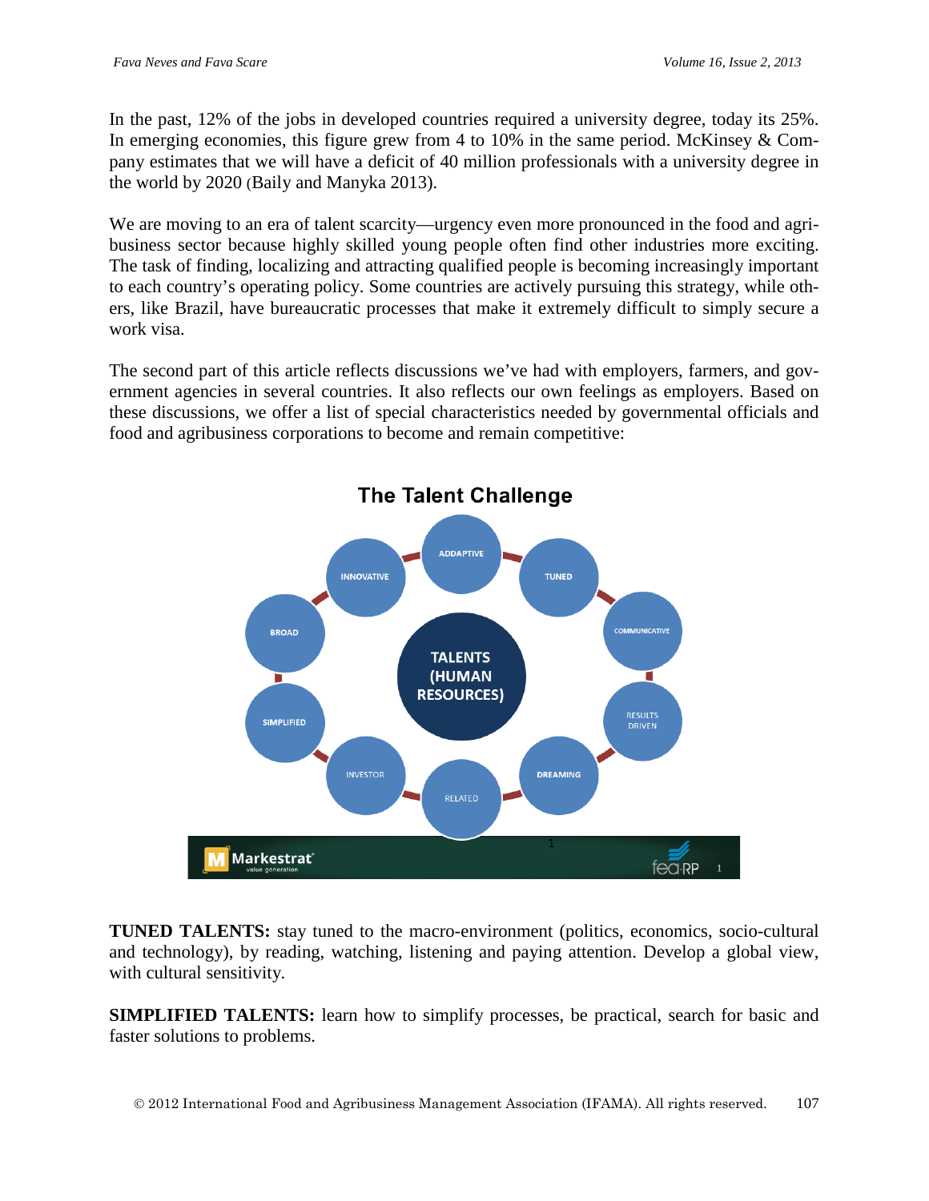In the past, 12% of the jobs in developed countries required a university degree, today its 25%. In emerging economies, this figure grew from 4 to 10% in the same period. McKinsey & Company estimates that we will have a deficit of 40 million professionals with a university degree in the world by 2020 (Baily and Manyka 2013).

We are moving to an era of talent scarcity—urgency even more pronounced in the food and agribusiness sector because highly skilled young people often find other industries more exciting. The task of finding, localizing and attracting qualified people is becoming increasingly important to each country's operating policy. Some countries are actively pursuing this strategy, while others, like Brazil, have bureaucratic processes that make it extremely difficult to simply secure a work visa.

The second part of this article reflects discussions we've had with employers, farmers, and government agencies in several countries. It also reflects our own feelings as employers. Based on these discussions, we offer a list of special characteristics needed by governmental officials and food and agribusiness corporations to become and remain competitive:

**The Talent Challenge**

TALENTS (HUMAN RESOURCES): ADDAPTIVE, TUNED, COMMUNICATIVE, RESULTS DRIVEN, DREAMING, RELATED, INVESTOR, SIMPLIFIED, BROAD, INNOVATIVE

**TUNED TALENTS:** stay tuned to the macro-environment (politics, economics, socio-cultural and technology), by reading, watching, listening and paying attention. Develop a global view, with cultural sensitivity.

**SIMPLIFIED TALENTS:** learn how to simplify processes, be practical, search for basic and faster solutions to problems.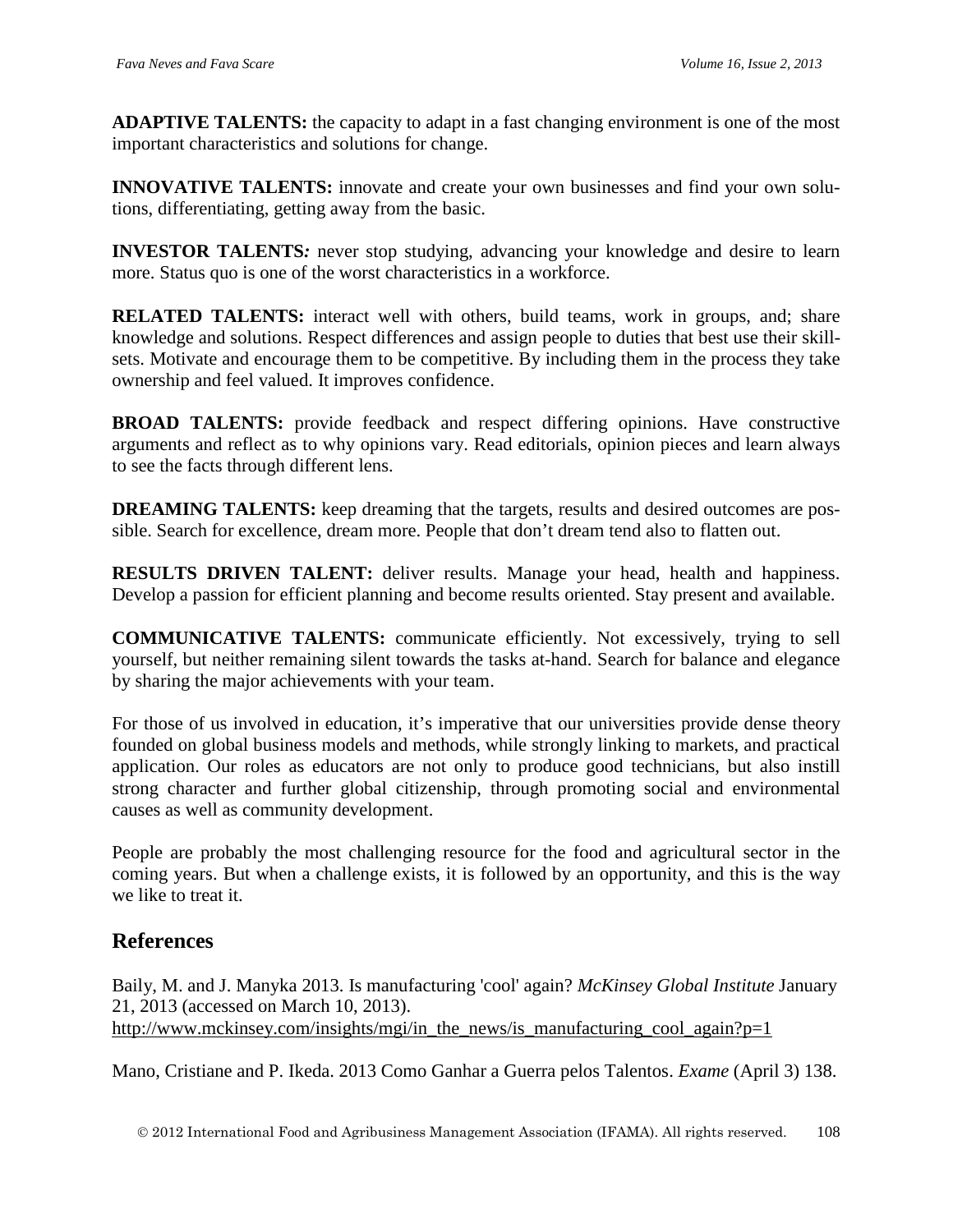**ADAPTIVE TALENTS:** the capacity to adapt in a fast changing environment is one of the most important characteristics and solutions for change.

**INNOVATIVE TALENTS:** innovate and create your own businesses and find your own solutions, differentiating, getting away from the basic.

**INVESTOR TALENTS***:* never stop studying, advancing your knowledge and desire to learn more. Status quo is one of the worst characteristics in a workforce.

**RELATED TALENTS:** interact well with others, build teams, work in groups, and; share knowledge and solutions. Respect differences and assign people to duties that best use their skill-sets. Motivate and encourage them to be competitive. By including them in the process they take ownership and feel valued. It improves confidence.

**BROAD TALENTS:** provide feedback and respect differing opinions. Have constructive arguments and reflect as to why opinions vary. Read editorials, opinion pieces and learn always to see the facts through different lens.

**DREAMING TALENTS:** keep dreaming that the targets, results and desired outcomes are possible. Search for excellence, dream more. People that don't dream tend also to flatten out.

**RESULTS DRIVEN TALENT:** deliver results. Manage your head, health and happiness. Develop a passion for efficient planning and become results oriented. Stay present and available.

**COMMUNICATIVE TALENTS:** communicate efficiently. Not excessively, trying to sell yourself, but neither remaining silent towards the tasks at-hand. Search for balance and elegance by sharing the major achievements with your team.

For those of us involved in education, it's imperative that our universities provide dense theory founded on global business models and methods, while strongly linking to markets, and practical application. Our roles as educators are not only to produce good technicians, but also instill strong character and further global citizenship, through promoting social and environmental causes as well as community development.

People are probably the most challenging resource for the food and agricultural sector in the coming years. But when a challenge exists, it is followed by an opportunity, and this is the way we like to treat it.

## References

Baily, M. and J. Manyka 2013. Is manufacturing 'cool' again? *McKinsey Global Institute* January 21, 2013 (accessed on March 10, 2013). http://www.mckinsey.com/insights/mgi/in_the_news/is_manufacturing_cool_again?p=1

Mano, Cristiane and P. Ikeda. 2013 Como Ganhar a Guerra pelos Talentos. *Exame* (April 3) 138.